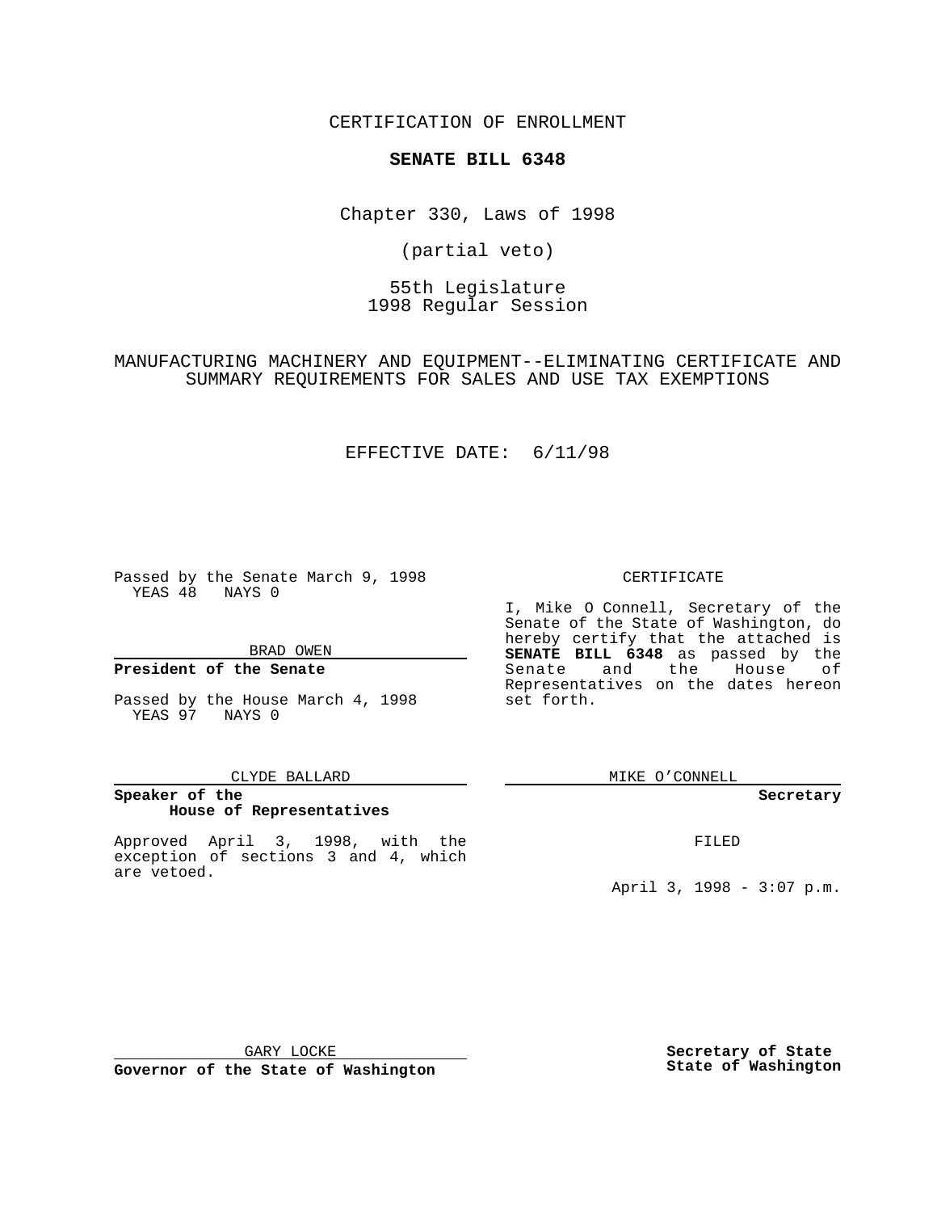CERTIFICATION OF ENROLLMENT

**SENATE BILL 6348**

Chapter 330, Laws of 1998

(partial veto)

55th Legislature
1998 Regular Session

MANUFACTURING MACHINERY AND EQUIPMENT--ELIMINATING CERTIFICATE AND SUMMARY REQUIREMENTS FOR SALES AND USE TAX EXEMPTIONS

EFFECTIVE DATE: 6/11/98

Passed by the Senate March 9, 1998
YEAS 48 NAYS 0

BRAD OWEN

**President of the Senate**

Passed by the House March 4, 1998
YEAS 97 NAYS 0

CLYDE BALLARD

**Speaker of the House of Representatives**

Approved April 3, 1998, with the exception of sections 3 and 4, which are vetoed.

GARY LOCKE

**Governor of the State of Washington**

CERTIFICATE

I, Mike O Connell, Secretary of the Senate of the State of Washington, do hereby certify that the attached is **SENATE BILL 6348** as passed by the Senate and the House of Representatives on the dates hereon set forth.

MIKE O'CONNELL

**Secretary**

FILED

April 3, 1998 - 3:07 p.m.

**Secretary of State**
**State of Washington**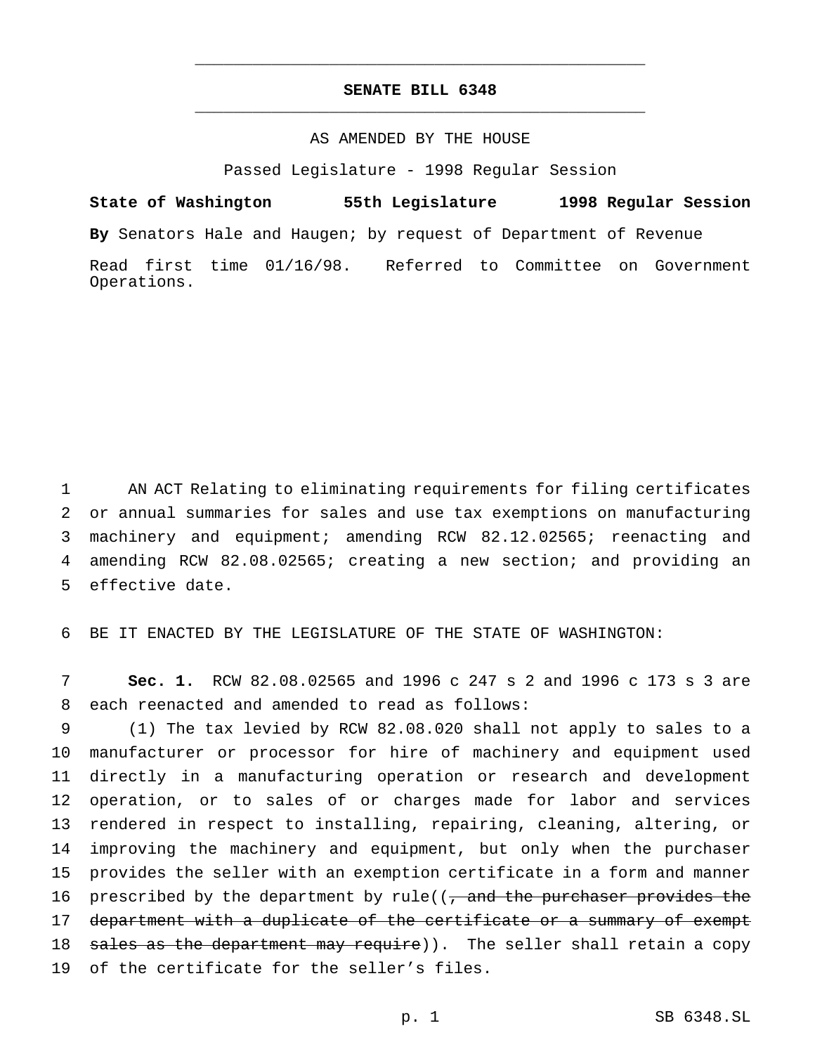# SENATE BILL 6348

AS AMENDED BY THE HOUSE

Passed Legislature - 1998 Regular Session

**State of Washington 55th Legislature 1998 Regular Session**

**By** Senators Hale and Haugen; by request of Department of Revenue

Read first time 01/16/98. Referred to Committee on Government Operations.

AN ACT Relating to eliminating requirements for filing certificates or annual summaries for sales and use tax exemptions on manufacturing machinery and equipment; amending RCW 82.12.02565; reenacting and amending RCW 82.08.02565; creating a new section; and providing an effective date.

BE IT ENACTED BY THE LEGISLATURE OF THE STATE OF WASHINGTON:

**Sec. 1.** RCW 82.08.02565 and 1996 c 247 s 2 and 1996 c 173 s 3 are each reenacted and amended to read as follows:

(1) The tax levied by RCW 82.08.020 shall not apply to sales to a manufacturer or processor for hire of machinery and equipment used directly in a manufacturing operation or research and development operation, or to sales of or charges made for labor and services rendered in respect to installing, repairing, cleaning, altering, or improving the machinery and equipment, but only when the purchaser provides the seller with an exemption certificate in a form and manner prescribed by the department by rule((~~, and the purchaser provides the department with a duplicate of the certificate or a summary of exempt sales as the department may require~~)). The seller shall retain a copy of the certificate for the seller's files.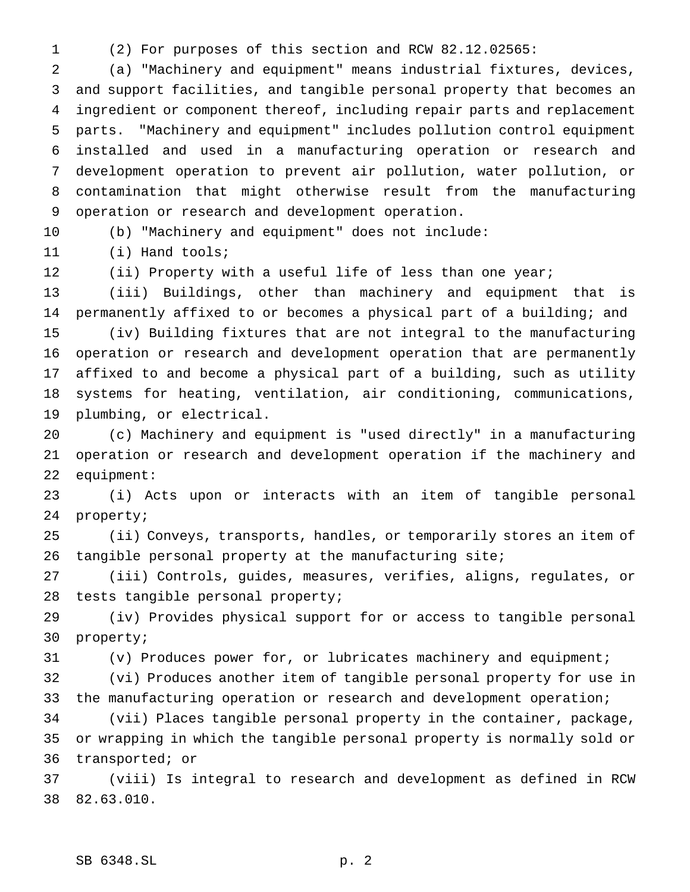(2) For purposes of this section and RCW 82.12.02565:

(a) "Machinery and equipment" means industrial fixtures, devices, and support facilities, and tangible personal property that becomes an ingredient or component thereof, including repair parts and replacement parts. "Machinery and equipment" includes pollution control equipment installed and used in a manufacturing operation or research and development operation to prevent air pollution, water pollution, or contamination that might otherwise result from the manufacturing operation or research and development operation.

(b) "Machinery and equipment" does not include:

(i) Hand tools;

(ii) Property with a useful life of less than one year;

(iii) Buildings, other than machinery and equipment that is permanently affixed to or becomes a physical part of a building; and

(iv) Building fixtures that are not integral to the manufacturing operation or research and development operation that are permanently affixed to and become a physical part of a building, such as utility systems for heating, ventilation, air conditioning, communications, plumbing, or electrical.

(c) Machinery and equipment is "used directly" in a manufacturing operation or research and development operation if the machinery and equipment:

(i) Acts upon or interacts with an item of tangible personal property;

(ii) Conveys, transports, handles, or temporarily stores an item of tangible personal property at the manufacturing site;

(iii) Controls, guides, measures, verifies, aligns, regulates, or tests tangible personal property;

(iv) Provides physical support for or access to tangible personal property;

(v) Produces power for, or lubricates machinery and equipment;

(vi) Produces another item of tangible personal property for use in the manufacturing operation or research and development operation;

(vii) Places tangible personal property in the container, package, or wrapping in which the tangible personal property is normally sold or transported; or

(viii) Is integral to research and development as defined in RCW 82.63.010.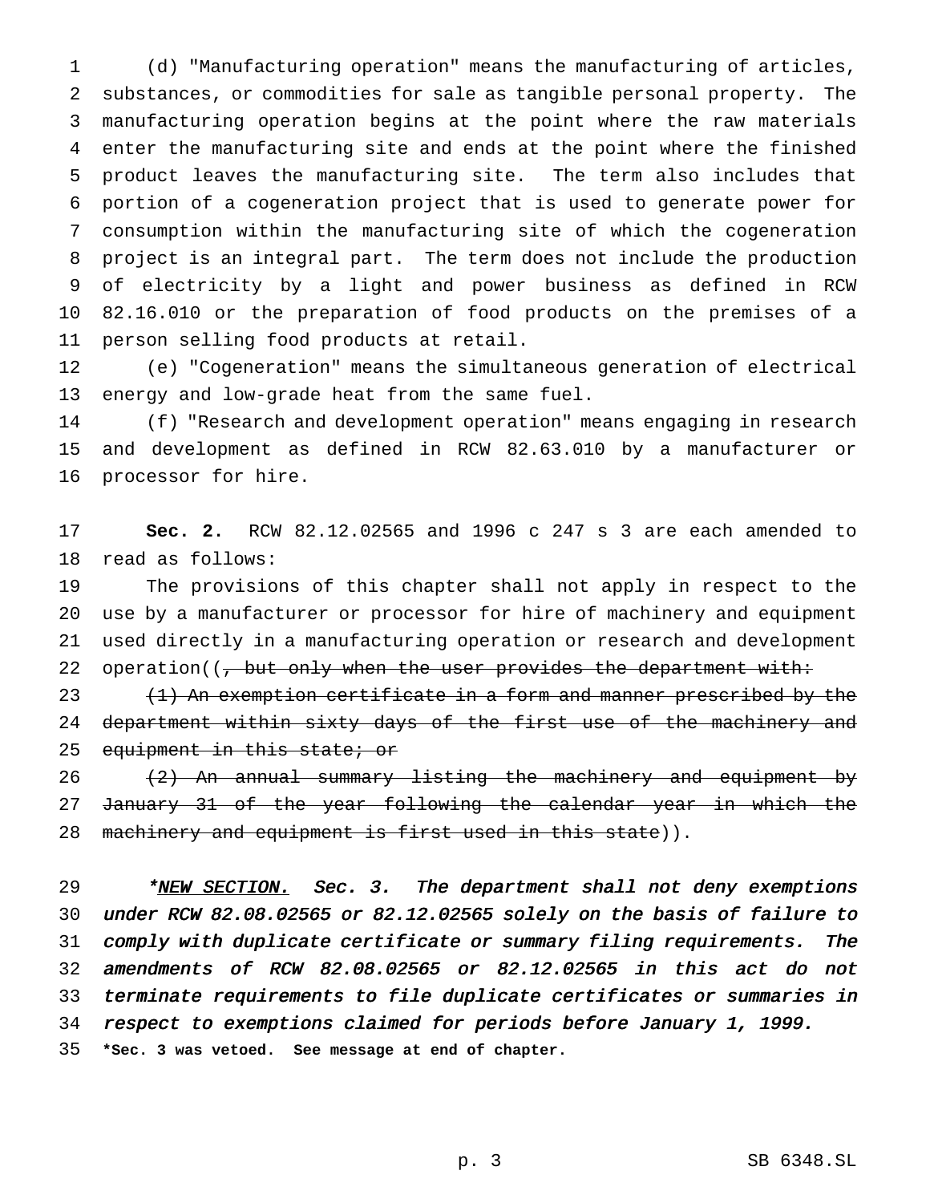(d) "Manufacturing operation" means the manufacturing of articles, substances, or commodities for sale as tangible personal property. The manufacturing operation begins at the point where the raw materials enter the manufacturing site and ends at the point where the finished product leaves the manufacturing site. The term also includes that portion of a cogeneration project that is used to generate power for consumption within the manufacturing site of which the cogeneration project is an integral part. The term does not include the production of electricity by a light and power business as defined in RCW 82.16.010 or the preparation of food products on the premises of a person selling food products at retail.

(e) "Cogeneration" means the simultaneous generation of electrical energy and low-grade heat from the same fuel.

(f) "Research and development operation" means engaging in research and development as defined in RCW 82.63.010 by a manufacturer or processor for hire.

**Sec. 2.** RCW 82.12.02565 and 1996 c 247 s 3 are each amended to read as follows:

The provisions of this chapter shall not apply in respect to the use by a manufacturer or processor for hire of machinery and equipment used directly in a manufacturing operation or research and development operation((~~, but only when the user provides the department with:~~

~~(1) An exemption certificate in a form and manner prescribed by the department within sixty days of the first use of the machinery and equipment in this state; or~~

~~(2) An annual summary listing the machinery and equipment by January 31 of the year following the calendar year in which the machinery and equipment is first used in this state~~)).

*\*<u>NEW SECTION.</u> Sec. 3. The department shall not deny exemptions under RCW 82.08.02565 or 82.12.02565 solely on the basis of failure to comply with duplicate certificate or summary filing requirements. The amendments of RCW 82.08.02565 or 82.12.02565 in this act do not terminate requirements to file duplicate certificates or summaries in respect to exemptions claimed for periods before January 1, 1999.*

**\*Sec. 3 was vetoed. See message at end of chapter.**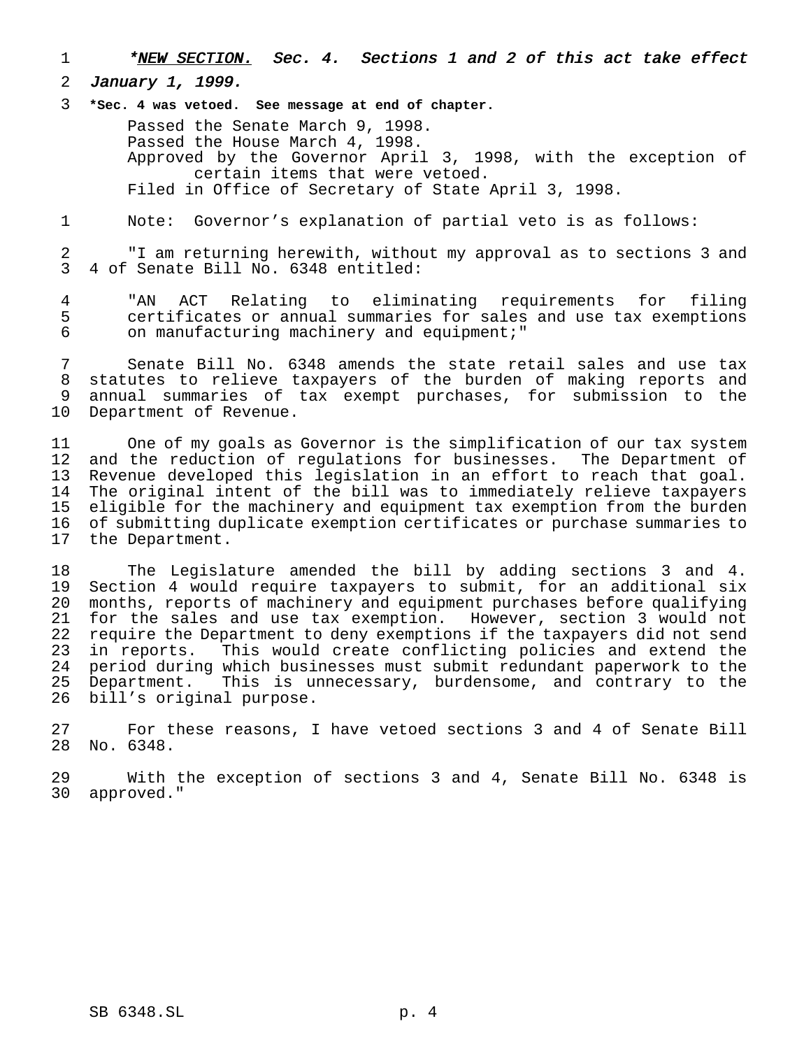*_NEW SECTION._ Sec. 4. Sections 1 and 2 of this act take effect January 1, 1999.*

**\*Sec. 4 was vetoed. See message at end of chapter.**

Passed the Senate March 9, 1998.
Passed the House March 4, 1998.
Approved by the Governor April 3, 1998, with the exception of certain items that were vetoed.
Filed in Office of Secretary of State April 3, 1998.

Note: Governor's explanation of partial veto is as follows:

"I am returning herewith, without my approval as to sections 3 and 4 of Senate Bill No. 6348 entitled:

"AN ACT Relating to eliminating requirements for filing certificates or annual summaries for sales and use tax exemptions on manufacturing machinery and equipment;"

Senate Bill No. 6348 amends the state retail sales and use tax statutes to relieve taxpayers of the burden of making reports and annual summaries of tax exempt purchases, for submission to the Department of Revenue.

One of my goals as Governor is the simplification of our tax system and the reduction of regulations for businesses. The Department of Revenue developed this legislation in an effort to reach that goal. The original intent of the bill was to immediately relieve taxpayers eligible for the machinery and equipment tax exemption from the burden of submitting duplicate exemption certificates or purchase summaries to the Department.

The Legislature amended the bill by adding sections 3 and 4. Section 4 would require taxpayers to submit, for an additional six months, reports of machinery and equipment purchases before qualifying for the sales and use tax exemption. However, section 3 would not require the Department to deny exemptions if the taxpayers did not send in reports. This would create conflicting policies and extend the period during which businesses must submit redundant paperwork to the Department. This is unnecessary, burdensome, and contrary to the bill's original purpose.

For these reasons, I have vetoed sections 3 and 4 of Senate Bill No. 6348.

With the exception of sections 3 and 4, Senate Bill No. 6348 is approved."